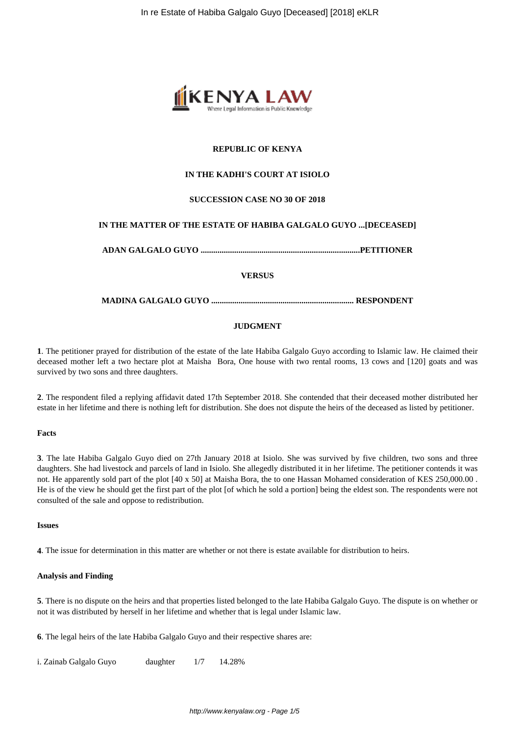**REPUBLIC OF KENYA**

**IN THE KADHI'S COURT AT ISIOLO**

**SUCCESSION CASE NO 30 OF 2018**

**IN THE MATTER OF THE ESTATE OF HABIBA GALGALO GUYO ...[DECEASED]**

**ADAN GALGALO GUYO ...........................................................................PETITIONER**

**VERSUS**

**MADINA GALGALO GUYO ................................................................... RESPONDENT**

**JUDGMENT**

**1**. The petitioner prayed for distribution of the estate of the late Habiba Galgalo Guyo according to Islamic law. He claimed their deceased mother left a two hectare plot at Maisha Bora, One house with two rental rooms, 13 cows and [120] goats and was survived by two sons and three daughters.

**2**. The respondent filed a replying affidavit dated 17th September 2018. She contended that their deceased mother distributed her estate in her lifetime and there is nothing left for distribution. She does not dispute the heirs of the deceased as listed by petitioner.

**Facts**

**3**. The late Habiba Galgalo Guyo died on 27th January 2018 at Isiolo. She was survived by five children, two sons and three daughters. She had livestock and parcels of land in Isiolo. She allegedly distributed it in her lifetime. The petitioner contends it was not. He apparently sold part of the plot [40 x 50] at Maisha Bora, the to one Hassan Mohamed consideration of KES 250,000.00 . He is of the view he should get the first part of the plot [of which he sold a portion] being the eldest son. The respondents were not consulted of the sale and oppose to redistribution.

**Issues**

**4**. The issue for determination in this matter are whether or not there is estate available for distribution to heirs.

**Analysis and Finding**

**5**. There is no dispute on the heirs and that properties listed belonged to the late Habiba Galgalo Guyo. The dispute is on whether or not it was distributed by herself in her lifetime and whether that is legal under Islamic law.

**6**. The legal heirs of the late Habiba Galgalo Guyo and their respective shares are:

i. Zainab Galgalo Guyo daughter 1/7 14.28%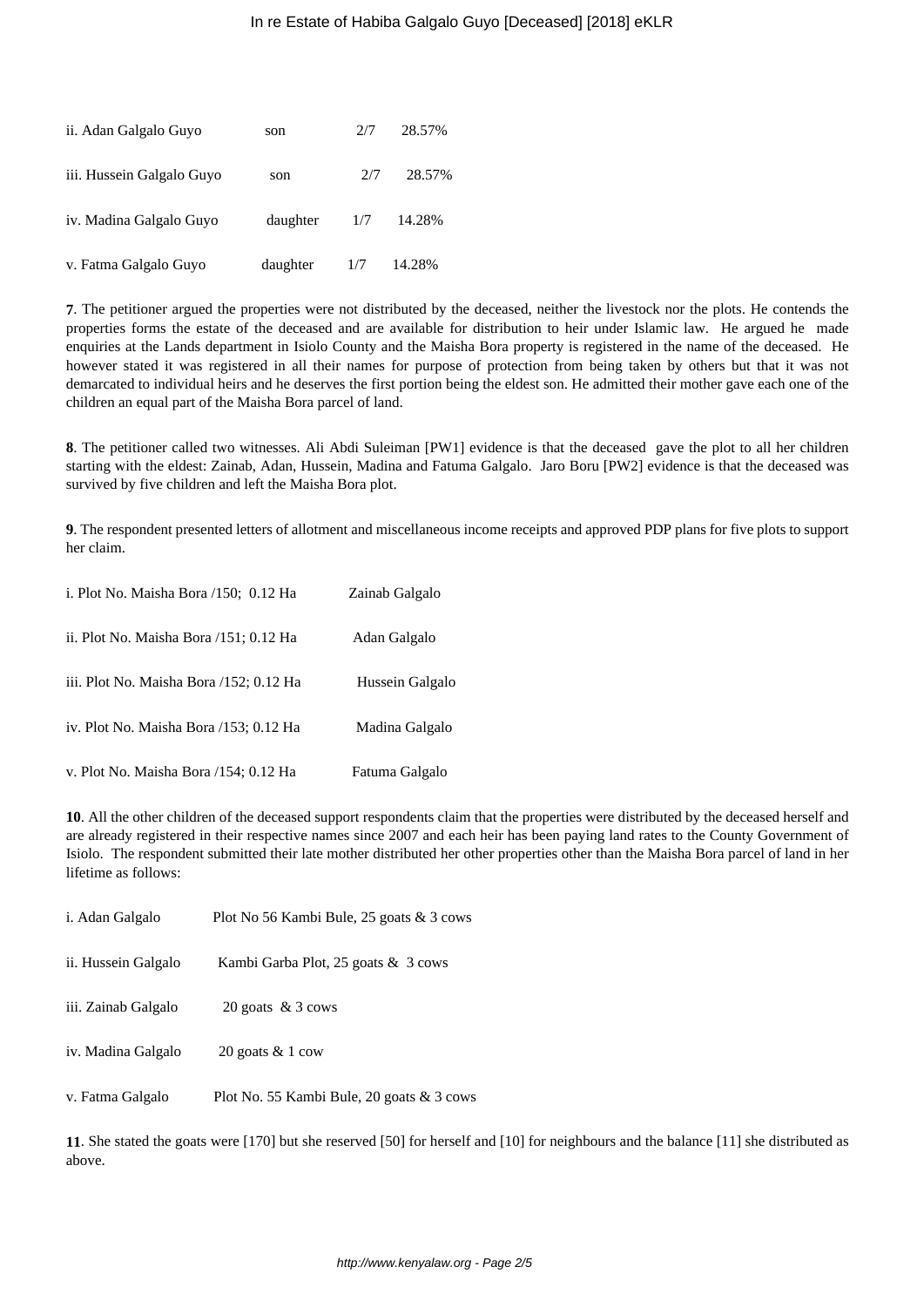| | | | |
|---|---|---|---|
| ii. Adan Galgalo Guyo | son | 2/7 | 28.57% |
| iii. Hussein Galgalo Guyo | son | 2/7 | 28.57% |
| iv. Madina Galgalo Guyo | daughter | 1/7 | 14.28% |
| v. Fatma Galgalo Guyo | daughter | 1/7 | 14.28% |

**7**. The petitioner argued the properties were not distributed by the deceased, neither the livestock nor the plots. He contends the properties forms the estate of the deceased and are available for distribution to heir under Islamic law. He argued he made enquiries at the Lands department in Isiolo County and the Maisha Bora property is registered in the name of the deceased. He however stated it was registered in all their names for purpose of protection from being taken by others but that it was not demarcated to individual heirs and he deserves the first portion being the eldest son. He admitted their mother gave each one of the children an equal part of the Maisha Bora parcel of land.

**8**. The petitioner called two witnesses. Ali Abdi Suleiman [PW1] evidence is that the deceased gave the plot to all her children starting with the eldest: Zainab, Adan, Hussein, Madina and Fatuma Galgalo. Jaro Boru [PW2] evidence is that the deceased was survived by five children and left the Maisha Bora plot.

**9**. The respondent presented letters of allotment and miscellaneous income receipts and approved PDP plans for five plots to support her claim.

| | |
|---|---|
| i. Plot No. Maisha Bora /150; 0.12 Ha | Zainab Galgalo |
| ii. Plot No. Maisha Bora /151; 0.12 Ha | Adan Galgalo |
| iii. Plot No. Maisha Bora /152; 0.12 Ha | Hussein Galgalo |
| iv. Plot No. Maisha Bora /153; 0.12 Ha | Madina Galgalo |
| v. Plot No. Maisha Bora /154; 0.12 Ha | Fatuma Galgalo |

**10**. All the other children of the deceased support respondents claim that the properties were distributed by the deceased herself and are already registered in their respective names since 2007 and each heir has been paying land rates to the County Government of Isiolo. The respondent submitted their late mother distributed her other properties other than the Maisha Bora parcel of land in her lifetime as follows:

| | |
|---|---|
| i. Adan Galgalo | Plot No 56 Kambi Bule, 25 goats & 3 cows |
| ii. Hussein Galgalo | Kambi Garba Plot, 25 goats & 3 cows |
| iii. Zainab Galgalo | 20 goats & 3 cows |
| iv. Madina Galgalo | 20 goats & 1 cow |
| v. Fatma Galgalo | Plot No. 55 Kambi Bule, 20 goats & 3 cows |

**11**. She stated the goats were [170] but she reserved [50] for herself and [10] for neighbours and the balance [11] she distributed as above.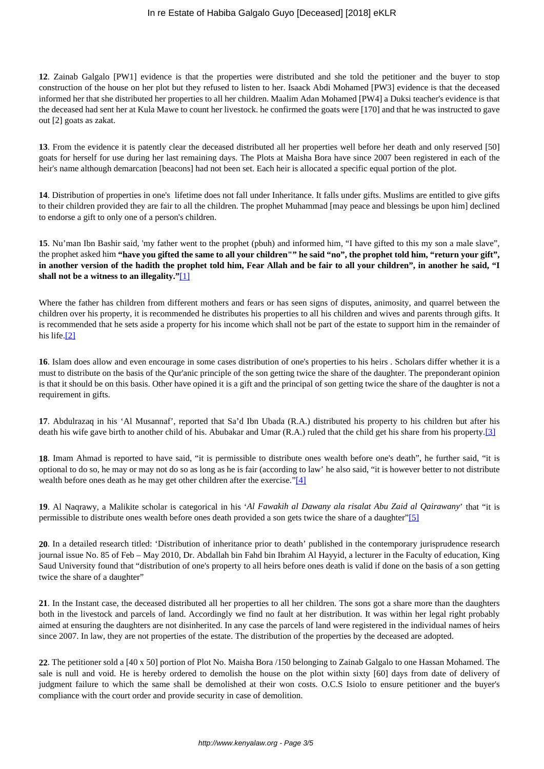**12**. Zainab Galgalo [PW1] evidence is that the properties were distributed and she told the petitioner and the buyer to stop construction of the house on her plot but they refused to listen to her. Isaack Abdi Mohamed [PW3] evidence is that the deceased informed her that she distributed her properties to all her children. Maalim Adan Mohamed [PW4] a Duksi teacher's evidence is that the deceased had sent her at Kula Mawe to count her livestock. he confirmed the goats were [170] and that he was instructed to gave out [2] goats as zakat.

**13**. From the evidence it is patently clear the deceased distributed all her properties well before her death and only reserved [50] goats for herself for use during her last remaining days. The Plots at Maisha Bora have since 2007 been registered in each of the heir's name although demarcation [beacons] had not been set. Each heir is allocated a specific equal portion of the plot.

**14**. Distribution of properties in one's lifetime does not fall under Inheritance. It falls under gifts. Muslims are entitled to give gifts to their children provided they are fair to all the children. The prophet Muhammad [may peace and blessings be upon him] declined to endorse a gift to only one of a person's children.

**15**. Nu'man Ibn Bashir said, 'my father went to the prophet (pbuh) and informed him, "I have gifted to this my son a male slave", the prophet asked him **"have you gifted the same to all your children"" he said "no", the prophet told him, "return your gift", in another version of the hadith the prophet told him, Fear Allah and be fair to all your children", in another he said, "I shall not be a witness to an illegality."**[1]

Where the father has children from different mothers and fears or has seen signs of disputes, animosity, and quarrel between the children over his property, it is recommended he distributes his properties to all his children and wives and parents through gifts. It is recommended that he sets aside a property for his income which shall not be part of the estate to support him in the remainder of his life.[2]

**16**. Islam does allow and even encourage in some cases distribution of one's properties to his heirs . Scholars differ whether it is a must to distribute on the basis of the Qur'anic principle of the son getting twice the share of the daughter. The preponderant opinion is that it should be on this basis. Other have opined it is a gift and the principal of son getting twice the share of the daughter is not a requirement in gifts.

**17**. Abdulrazaq in his 'Al Musannaf', reported that Sa'd Ibn Ubada (R.A.) distributed his property to his children but after his death his wife gave birth to another child of his. Abubakar and Umar (R.A.) ruled that the child get his share from his property.[3]

**18**. Imam Ahmad is reported to have said, "it is permissible to distribute ones wealth before one's death", he further said, "it is optional to do so, he may or may not do so as long as he is fair (according to law' he also said, "it is however better to not distribute wealth before ones death as he may get other children after the exercise."[4]

**19**. Al Naqrawy, a Malikite scholar is categorical in his '*Al Fawakih al Dawany ala risalat Abu Zaid al Qairawany*' that "it is permissible to distribute ones wealth before ones death provided a son gets twice the share of a daughter"[5]

**20**. In a detailed research titled: 'Distribution of inheritance prior to death' published in the contemporary jurisprudence research journal issue No. 85 of Feb – May 2010, Dr. Abdallah bin Fahd bin Ibrahim Al Hayyid, a lecturer in the Faculty of education, King Saud University found that "distribution of one's property to all heirs before ones death is valid if done on the basis of a son getting twice the share of a daughter"

**21**. In the Instant case, the deceased distributed all her properties to all her children. The sons got a share more than the daughters both in the livestock and parcels of land. Accordingly we find no fault at her distribution. It was within her legal right probably aimed at ensuring the daughters are not disinherited. In any case the parcels of land were registered in the individual names of heirs since 2007. In law, they are not properties of the estate. The distribution of the properties by the deceased are adopted.

**22**. The petitioner sold a [40 x 50] portion of Plot No. Maisha Bora /150 belonging to Zainab Galgalo to one Hassan Mohamed. The sale is null and void. He is hereby ordered to demolish the house on the plot within sixty [60] days from date of delivery of judgment failure to which the same shall be demolished at their won costs. O.C.S Isiolo to ensure petitioner and the buyer's compliance with the court order and provide security in case of demolition.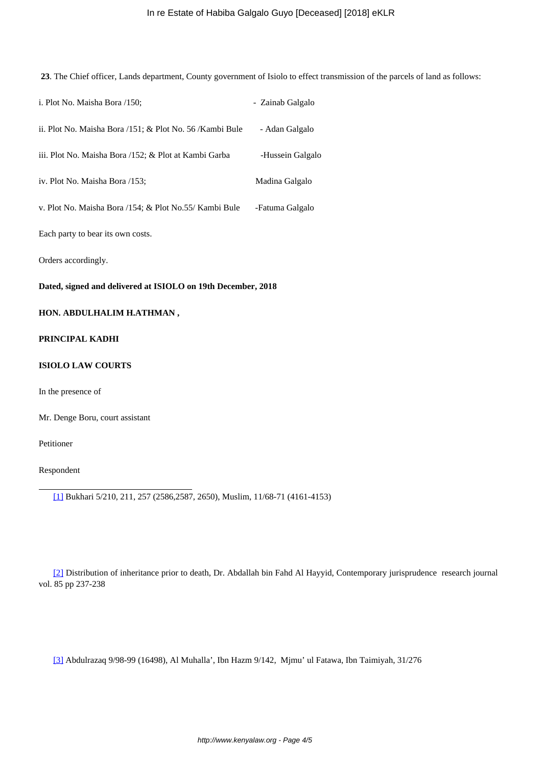**23**. The Chief officer, Lands department, County government of Isiolo to effect transmission of the parcels of land as follows:

i. Plot No. Maisha Bora /150; - Zainab Galgalo

ii. Plot No. Maisha Bora /151; & Plot No. 56 /Kambi Bule - Adan Galgalo

iii. Plot No. Maisha Bora /152; & Plot at Kambi Garba -Hussein Galgalo

iv. Plot No. Maisha Bora /153; Madina Galgalo

v. Plot No. Maisha Bora /154; & Plot No.55/ Kambi Bule -Fatuma Galgalo

Each party to bear its own costs.

Orders accordingly.

**Dated, signed and delivered at ISIOLO on 19th December, 2018**

**HON. ABDULHALIM H.ATHMAN ,**

**PRINCIPAL KADHI**

**ISIOLO LAW COURTS**

In the presence of

Mr. Denge Boru, court assistant

Petitioner

Respondent

---

[1] Bukhari 5/210, 211, 257 (2586,2587, 2650), Muslim, 11/68-71 (4161-4153)

[2] Distribution of inheritance prior to death, Dr. Abdallah bin Fahd Al Hayyid, Contemporary jurisprudence research journal vol. 85 pp 237-238

[3] Abdulrazaq 9/98-99 (16498), Al Muhalla', Ibn Hazm 9/142, Mjmu' ul Fatawa, Ibn Taimiyah, 31/276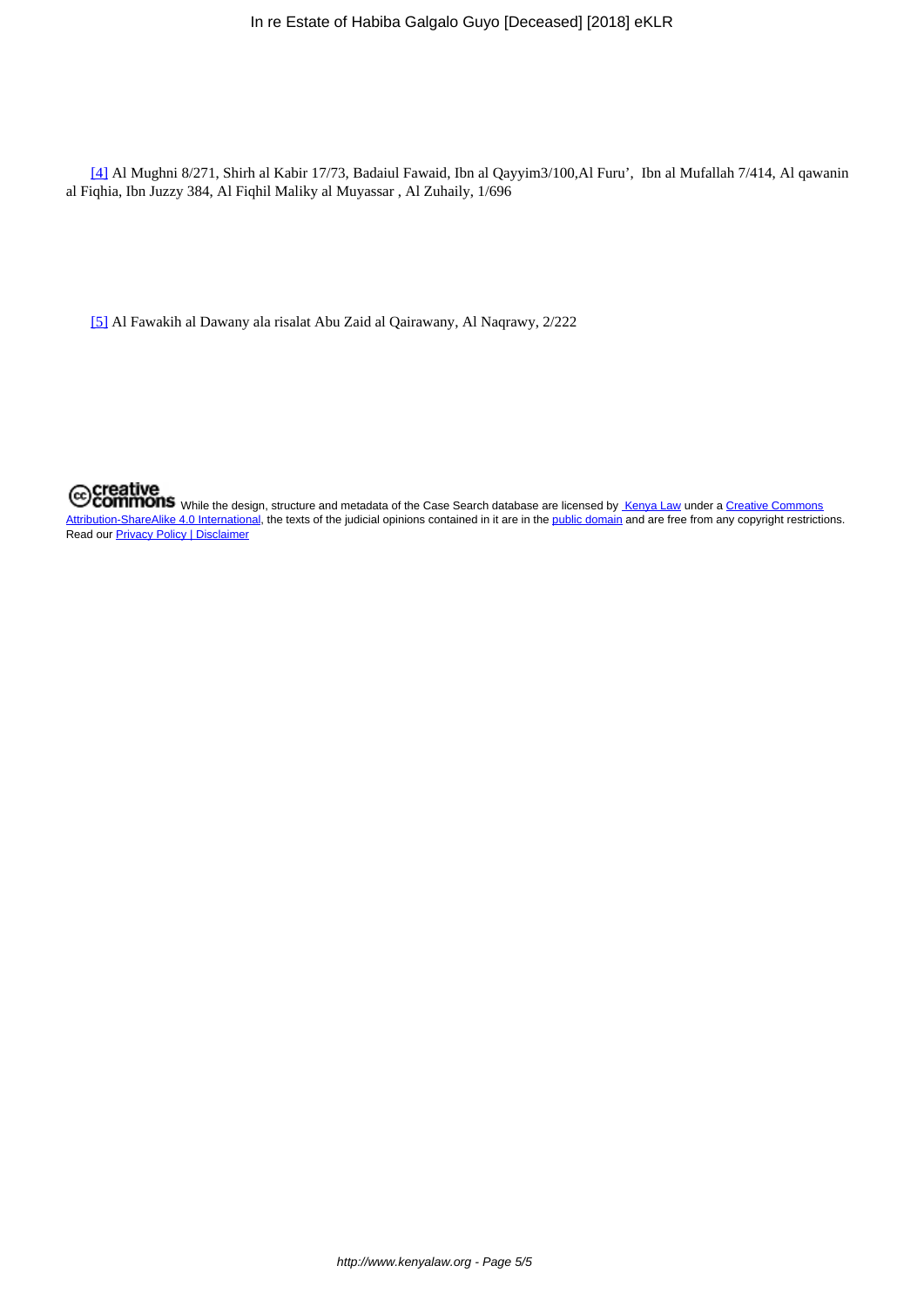[4] Al Mughni 8/271, Shirh al Kabir 17/73, Badaiul Fawaid, Ibn al Qayyim3/100,Al Furu', Ibn al Mufallah 7/414, Al qawanin al Fiqhia, Ibn Juzzy 384, Al Fiqhil Maliky al Muyassar , Al Zuhaily, 1/696

[5] Al Fawakih al Dawany ala risalat Abu Zaid al Qairawany, Al Naqrawy, 2/222

While the design, structure and metadata of the Case Search database are licensed by Kenya Law under a Creative Commons Attribution-ShareAlike 4.0 International, the texts of the judicial opinions contained in it are in the public domain and are free from any copyright restrictions. Read our Privacy Policy | Disclaimer